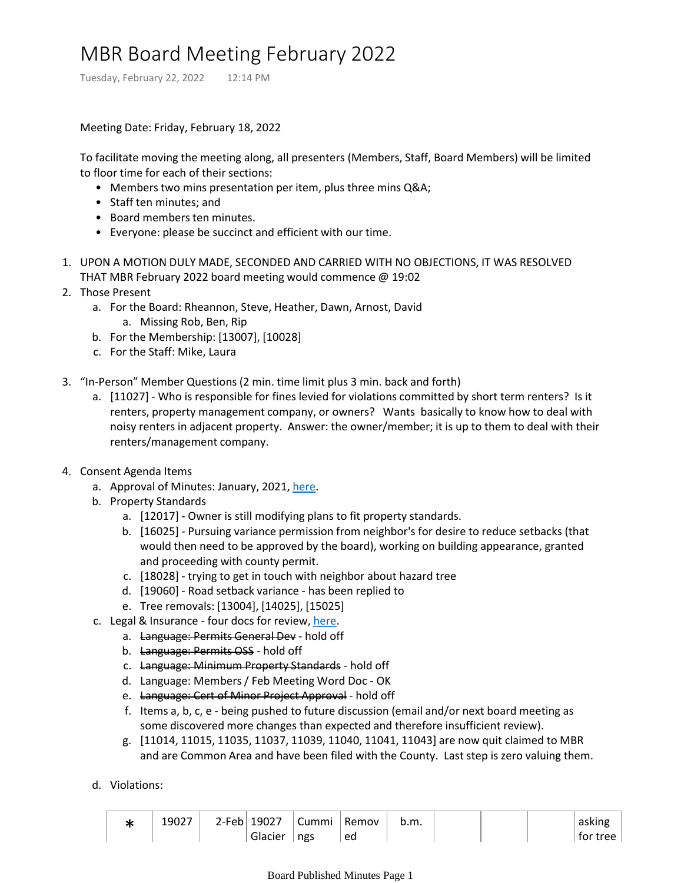# MBR Board Meeting February 2022

Tuesday, February 22, 2022 12:14 PM

Meeting Date: Friday, February 18, 2022

To facilitate moving the meeting along, all presenters (Members, Staff, Board Members) will be limited to floor time for each of their sections:

- Members two mins presentation per item, plus three mins Q&A;
- Staff ten minutes; and
- Board members ten minutes.
- Everyone: please be succinct and efficient with our time.

1. UPON A MOTION DULY MADE, SECONDED AND CARRIED WITH NO OBJECTIONS, IT WAS RESOLVED THAT MBR February 2022 board meeting would commence @ 19:02
2. Those Present
   a. For the Board: Rheannon, Steve, Heather, Dawn, Arnost, David
      a. Missing Rob, Ben, Rip
   b. For the Membership: [13007], [10028]
   c. For the Staff: Mike, Laura
3. "In-Person" Member Questions (2 min. time limit plus 3 min. back and forth)
   a. [11027] - Who is responsible for fines levied for violations committed by short term renters? Is it renters, property management company, or owners? Wants basically to know how to deal with noisy renters in adjacent property. Answer: the owner/member; it is up to them to deal with their renters/management company.
4. Consent Agenda Items
   a. Approval of Minutes: January, 2021, here.
   b. Property Standards
      a. [12017] - Owner is still modifying plans to fit property standards.
      b. [16025] - Pursuing variance permission from neighbor's for desire to reduce setbacks (that would then need to be approved by the board), working on building appearance, granted and proceeding with county permit.
      c. [18028] - trying to get in touch with neighbor about hazard tree
      d. [19060] - Road setback variance - has been replied to
      e. Tree removals: [13004], [14025], [15025]
   c. Legal & Insurance - four docs for review, here.
      a. ~~Language: Permits General Dev~~ - hold off
      b. ~~Language: Permits OSS~~ - hold off
      c. ~~Language: Minimum Property Standards~~ - hold off
      d. Language: Members / Feb Meeting Word Doc - OK
      e. ~~Language: Cert of Minor Project Approval~~ - hold off
      f. Items a, b, c, e - being pushed to future discussion (email and/or next board meeting as some discovered more changes than expected and therefore insufficient review).
      g. [11014, 11015, 11035, 11037, 11039, 11040, 11041, 11043] are now quit claimed to MBR and are Common Area and have been filed with the County. Last step is zero valuing them.
   d. Violations:

| * | 19027 | 2-Feb | 19027 Glacier | Cummings | Removed | b.m. | | | | asking for tree |
|---|---|---|---|---|---|---|---|---|---|---|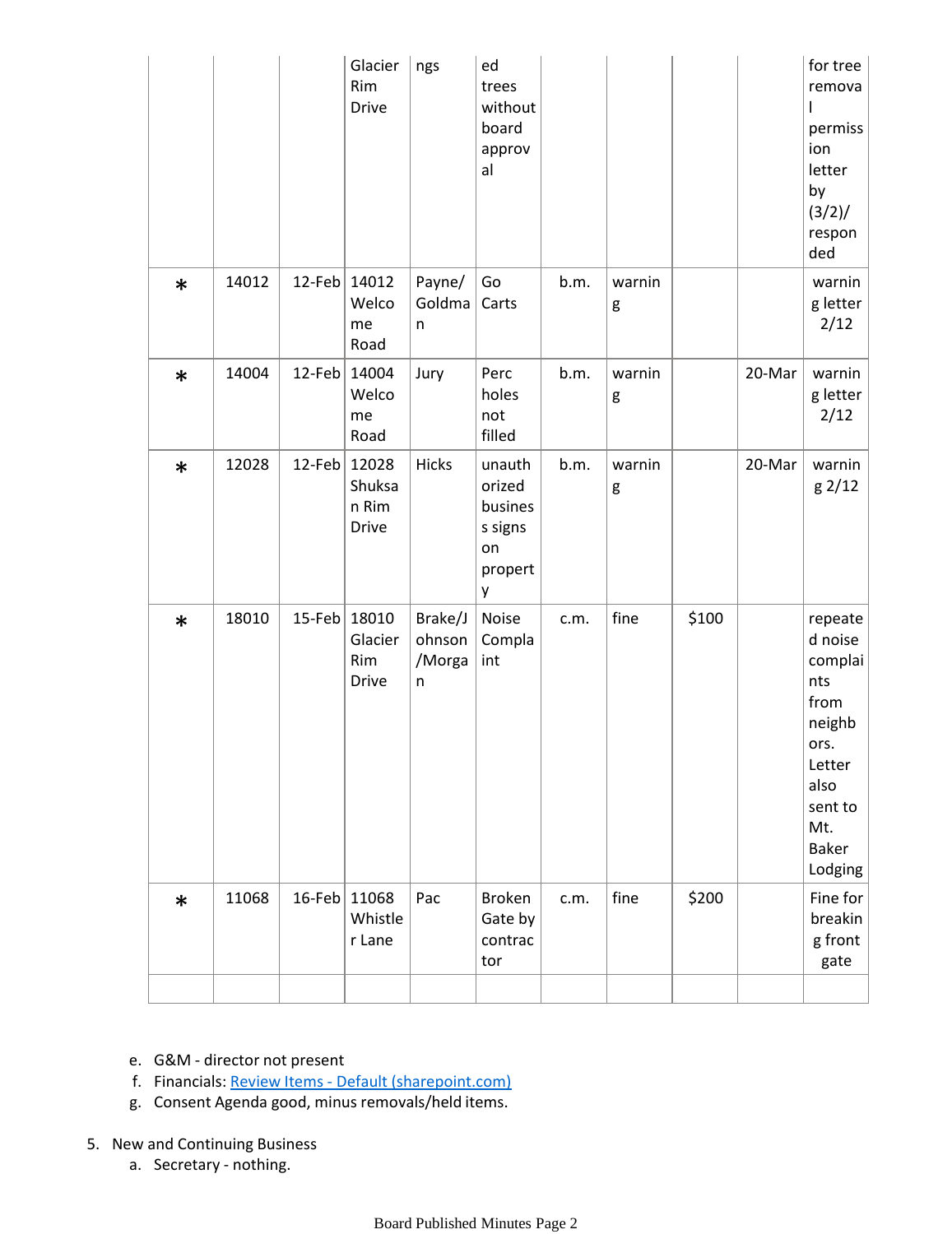| | | | | | | | | | | |
|---|---|---|---|---|---|---|---|---|---|---|
| | | | Glacier Rim Drive | ngs | ed trees without board approval | | | | | for tree removal permission letter by (3/2)/ responded |
| * | 14012 | 12-Feb | 14012 Welcome Road | Payne/ Goldman | Go Carts | b.m. | warning | | | warning letter 2/12 |
| * | 14004 | 12-Feb | 14004 Welcome Road | Jury | Perc holes not filled | b.m. | warning | | 20-Mar | warning letter 2/12 |
| * | 12028 | 12-Feb | 12028 Shuksan Rim Drive | Hicks | unauthorized business signs on property | b.m. | warning | | 20-Mar | warning 2/12 |
| * | 18010 | 15-Feb | 18010 Glacier Rim Drive | Brake/Johnson/Morgan | Noise Complaint | c.m. | fine | $100 | | repeated noise complaints from neighbors. Letter also sent to Mt. Baker Lodging |
| * | 11068 | 16-Feb | 11068 Whistler Lane | Pac | Broken Gate by contractor | c.m. | fine | $200 | | Fine for breaking front gate |
| | | | | | | | | | | |

e. G&M - director not present
f. Financials: Review Items - Default (sharepoint.com)
g. Consent Agenda good, minus removals/held items.

5. New and Continuing Business
   a. Secretary - nothing.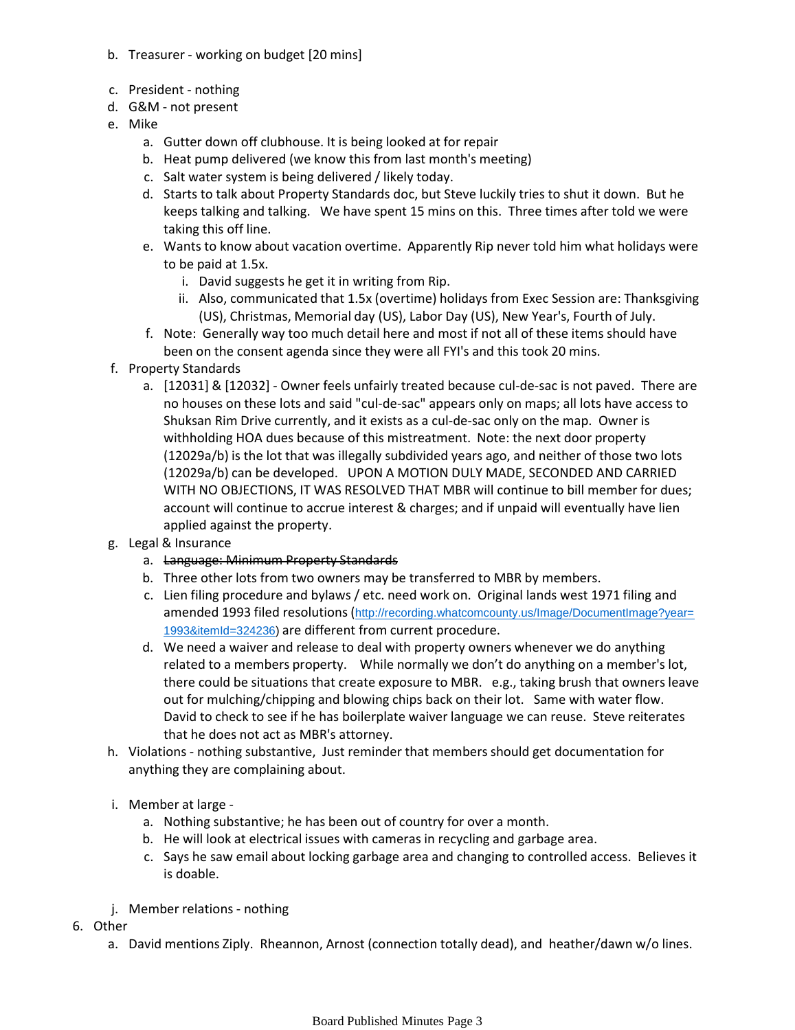- b. Treasurer - working on budget [20 mins]
- c. President - nothing
- d. G&M - not present
- e. Mike
  - a. Gutter down off clubhouse. It is being looked at for repair
  - b. Heat pump delivered (we know this from last month's meeting)
  - c. Salt water system is being delivered / likely today.
  - d. Starts to talk about Property Standards doc, but Steve luckily tries to shut it down. But he keeps talking and talking. We have spent 15 mins on this. Three times after told we were taking this off line.
  - e. Wants to know about vacation overtime. Apparently Rip never told him what holidays were to be paid at 1.5x.
    - i. David suggests he get it in writing from Rip.
    - ii. Also, communicated that 1.5x (overtime) holidays from Exec Session are: Thanksgiving (US), Christmas, Memorial day (US), Labor Day (US), New Year's, Fourth of July.
  - f. Note: Generally way too much detail here and most if not all of these items should have been on the consent agenda since they were all FYI's and this took 20 mins.
- f. Property Standards
  - a. [12031] & [12032] - Owner feels unfairly treated because cul-de-sac is not paved. There are no houses on these lots and said "cul-de-sac" appears only on maps; all lots have access to Shuksan Rim Drive currently, and it exists as a cul-de-sac only on the map. Owner is withholding HOA dues because of this mistreatment. Note: the next door property (12029a/b) is the lot that was illegally subdivided years ago, and neither of those two lots (12029a/b) can be developed. UPON A MOTION DULY MADE, SECONDED AND CARRIED WITH NO OBJECTIONS, IT WAS RESOLVED THAT MBR will continue to bill member for dues; account will continue to accrue interest & charges; and if unpaid will eventually have lien applied against the property.
- g. Legal & Insurance
  - a. ~~Language: Minimum Property Standards~~
  - b. Three other lots from two owners may be transferred to MBR by members.
  - c. Lien filing procedure and bylaws / etc. need work on. Original lands west 1971 filing and amended 1993 filed resolutions (http://recording.whatcomcounty.us/Image/DocumentImage?year=1993&itemId=324236) are different from current procedure.
  - d. We need a waiver and release to deal with property owners whenever we do anything related to a members property. While normally we don't do anything on a member's lot, there could be situations that create exposure to MBR. e.g., taking brush that owners leave out for mulching/chipping and blowing chips back on their lot. Same with water flow. David to check to see if he has boilerplate waiver language we can reuse. Steve reiterates that he does not act as MBR's attorney.
- h. Violations - nothing substantive, Just reminder that members should get documentation for anything they are complaining about.
- i. Member at large -
  - a. Nothing substantive; he has been out of country for over a month.
  - b. He will look at electrical issues with cameras in recycling and garbage area.
  - c. Says he saw email about locking garbage area and changing to controlled access. Believes it is doable.
- j. Member relations - nothing

6. Other
   - a. David mentions Ziply. Rheannon, Arnost (connection totally dead), and heather/dawn w/o lines.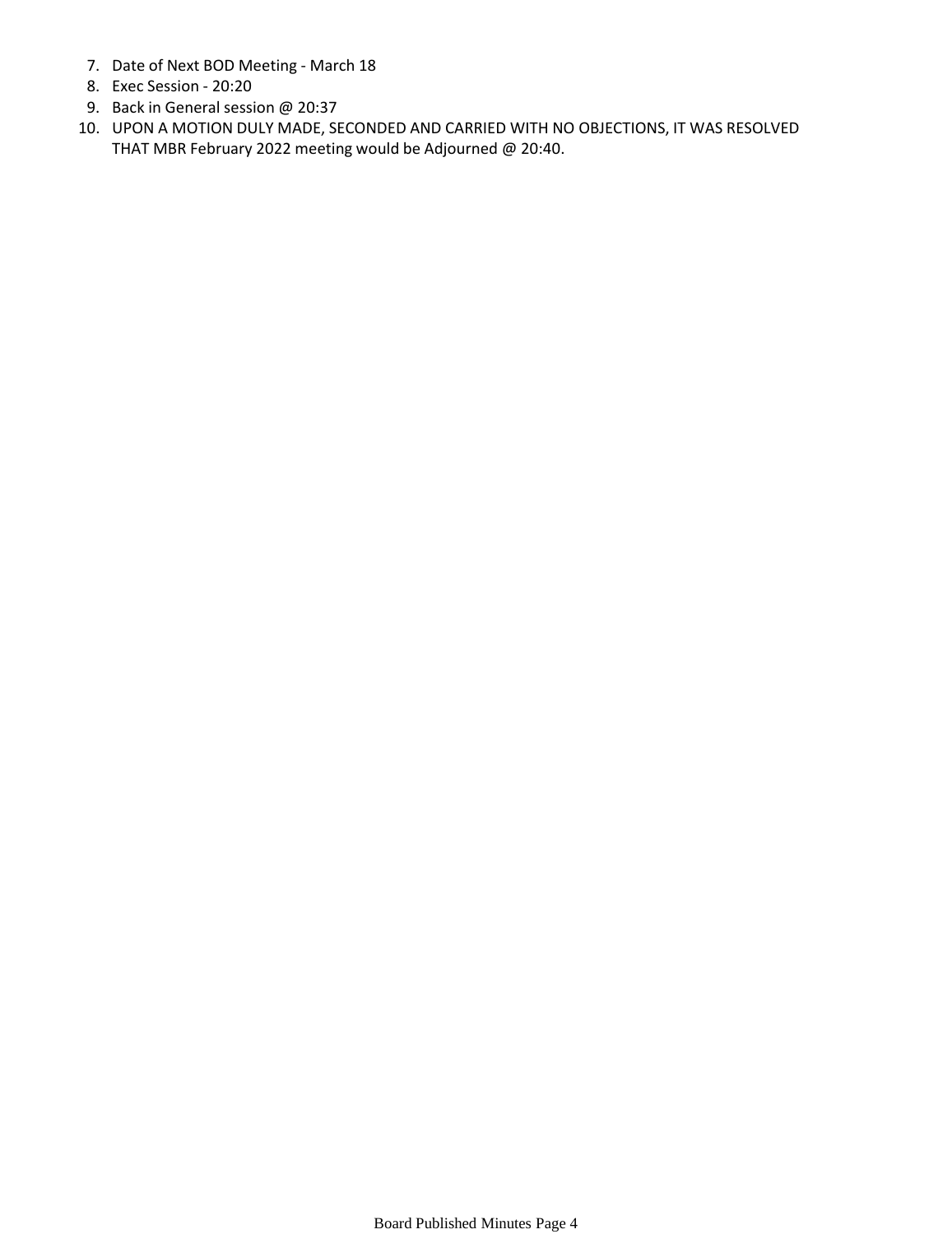7. Date of Next BOD Meeting - March 18
8. Exec Session - 20:20
9. Back in General session @ 20:37
10. UPON A MOTION DULY MADE, SECONDED AND CARRIED WITH NO OBJECTIONS, IT WAS RESOLVED THAT MBR February 2022 meeting would be Adjourned @ 20:40.